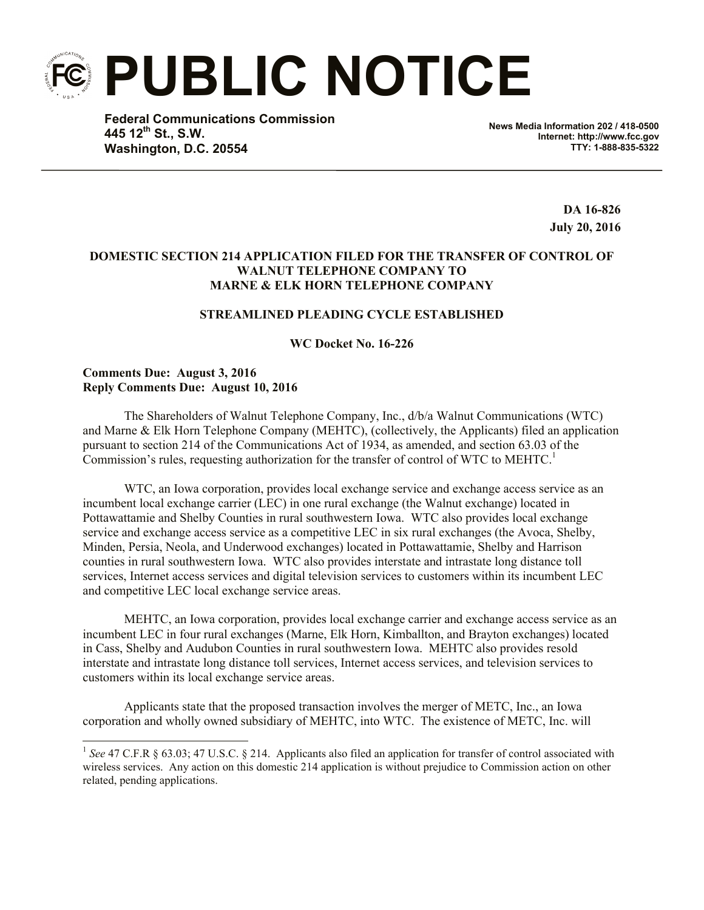# PUBLIC NOTICE

**Federal Communications Commission**
**445 12th St., S.W.**
**Washington, D.C. 20554**

**News Media Information 202 / 418-0500**
**Internet: http://www.fcc.gov**
**TTY: 1-888-835-5322**

**DA 16-826**
**July 20, 2016**

**DOMESTIC SECTION 214 APPLICATION FILED FOR THE TRANSFER OF CONTROL OF WALNUT TELEPHONE COMPANY TO MARNE & ELK HORN TELEPHONE COMPANY**

**STREAMLINED PLEADING CYCLE ESTABLISHED**

**WC Docket No. 16-226**

**Comments Due: August 3, 2016**
**Reply Comments Due: August 10, 2016**

The Shareholders of Walnut Telephone Company, Inc., d/b/a Walnut Communications (WTC) and Marne & Elk Horn Telephone Company (MEHTC), (collectively, the Applicants) filed an application pursuant to section 214 of the Communications Act of 1934, as amended, and section 63.03 of the Commission's rules, requesting authorization for the transfer of control of WTC to MEHTC.[1]

WTC, an Iowa corporation, provides local exchange service and exchange access service as an incumbent local exchange carrier (LEC) in one rural exchange (the Walnut exchange) located in Pottawattamie and Shelby Counties in rural southwestern Iowa. WTC also provides local exchange service and exchange access service as a competitive LEC in six rural exchanges (the Avoca, Shelby, Minden, Persia, Neola, and Underwood exchanges) located in Pottawattamie, Shelby and Harrison counties in rural southwestern Iowa. WTC also provides interstate and intrastate long distance toll services, Internet access services and digital television services to customers within its incumbent LEC and competitive LEC local exchange service areas.

MEHTC, an Iowa corporation, provides local exchange carrier and exchange access service as an incumbent LEC in four rural exchanges (Marne, Elk Horn, Kimballton, and Brayton exchanges) located in Cass, Shelby and Audubon Counties in rural southwestern Iowa. MEHTC also provides resold interstate and intrastate long distance toll services, Internet access services, and television services to customers within its local exchange service areas.

Applicants state that the proposed transaction involves the merger of METC, Inc., an Iowa corporation and wholly owned subsidiary of MEHTC, into WTC. The existence of METC, Inc. will

[1] *See* 47 C.F.R § 63.03; 47 U.S.C. § 214. Applicants also filed an application for transfer of control associated with wireless services. Any action on this domestic 214 application is without prejudice to Commission action on other related, pending applications.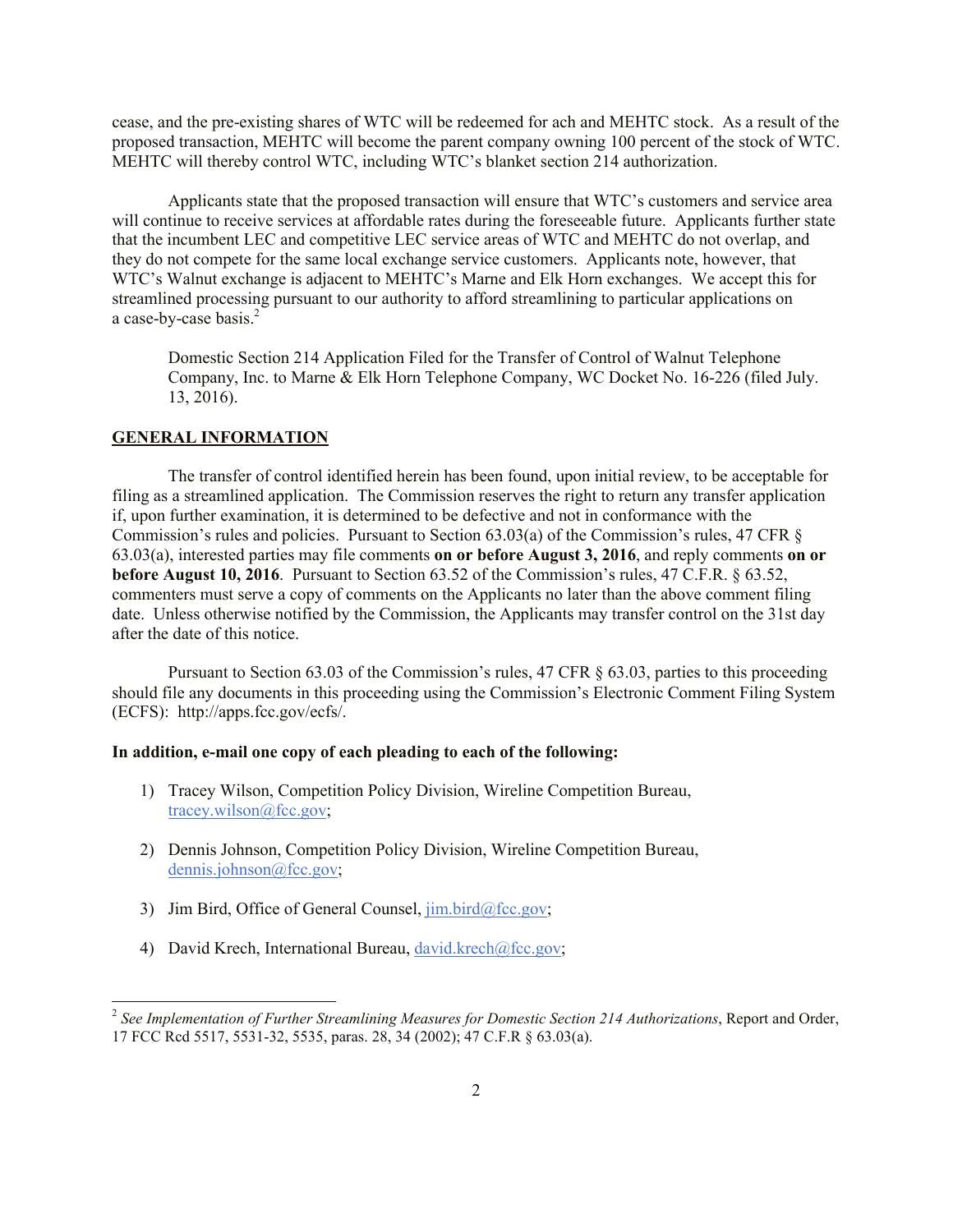cease, and the pre-existing shares of WTC will be redeemed for ach and MEHTC stock. As a result of the proposed transaction, MEHTC will become the parent company owning 100 percent of the stock of WTC. MEHTC will thereby control WTC, including WTC's blanket section 214 authorization.

Applicants state that the proposed transaction will ensure that WTC's customers and service area will continue to receive services at affordable rates during the foreseeable future. Applicants further state that the incumbent LEC and competitive LEC service areas of WTC and MEHTC do not overlap, and they do not compete for the same local exchange service customers. Applicants note, however, that WTC's Walnut exchange is adjacent to MEHTC's Marne and Elk Horn exchanges. We accept this for streamlined processing pursuant to our authority to afford streamlining to particular applications on a case-by-case basis.[2]

> Domestic Section 214 Application Filed for the Transfer of Control of Walnut Telephone Company, Inc. to Marne & Elk Horn Telephone Company, WC Docket No. 16-226 (filed July. 13, 2016).

## GENERAL INFORMATION

The transfer of control identified herein has been found, upon initial review, to be acceptable for filing as a streamlined application. The Commission reserves the right to return any transfer application if, upon further examination, it is determined to be defective and not in conformance with the Commission's rules and policies. Pursuant to Section 63.03(a) of the Commission's rules, 47 CFR § 63.03(a), interested parties may file comments **on or before August 3, 2016**, and reply comments **on or before August 10, 2016**. Pursuant to Section 63.52 of the Commission's rules, 47 C.F.R. § 63.52, commenters must serve a copy of comments on the Applicants no later than the above comment filing date. Unless otherwise notified by the Commission, the Applicants may transfer control on the 31st day after the date of this notice.

Pursuant to Section 63.03 of the Commission's rules, 47 CFR § 63.03, parties to this proceeding should file any documents in this proceeding using the Commission's Electronic Comment Filing System (ECFS): http://apps.fcc.gov/ecfs/.

**In addition, e-mail one copy of each pleading to each of the following:**

1) Tracey Wilson, Competition Policy Division, Wireline Competition Bureau, tracey.wilson@fcc.gov;

2) Dennis Johnson, Competition Policy Division, Wireline Competition Bureau, dennis.johnson@fcc.gov;

3) Jim Bird, Office of General Counsel, jim.bird@fcc.gov;

4) David Krech, International Bureau, david.krech@fcc.gov;

---

[2] *See Implementation of Further Streamlining Measures for Domestic Section 214 Authorizations*, Report and Order, 17 FCC Rcd 5517, 5531-32, 5535, paras. 28, 34 (2002); 47 C.F.R § 63.03(a).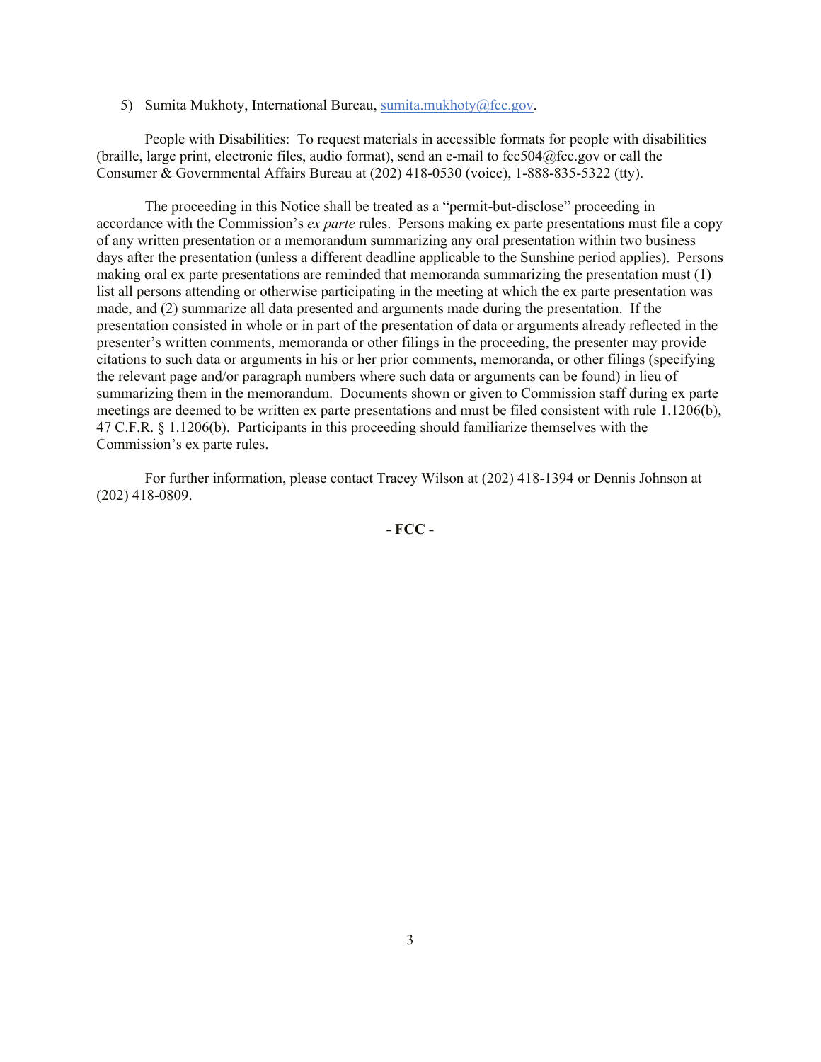5) Sumita Mukhoty, International Bureau, [sumita.mukhoty@fcc.gov](mailto:sumita.mukhoty@fcc.gov).

People with Disabilities: To request materials in accessible formats for people with disabilities (braille, large print, electronic files, audio format), send an e-mail to fcc504@fcc.gov or call the Consumer & Governmental Affairs Bureau at (202) 418-0530 (voice), 1-888-835-5322 (tty).

The proceeding in this Notice shall be treated as a "permit-but-disclose" proceeding in accordance with the Commission's *ex parte* rules. Persons making ex parte presentations must file a copy of any written presentation or a memorandum summarizing any oral presentation within two business days after the presentation (unless a different deadline applicable to the Sunshine period applies). Persons making oral ex parte presentations are reminded that memoranda summarizing the presentation must (1) list all persons attending or otherwise participating in the meeting at which the ex parte presentation was made, and (2) summarize all data presented and arguments made during the presentation. If the presentation consisted in whole or in part of the presentation of data or arguments already reflected in the presenter's written comments, memoranda or other filings in the proceeding, the presenter may provide citations to such data or arguments in his or her prior comments, memoranda, or other filings (specifying the relevant page and/or paragraph numbers where such data or arguments can be found) in lieu of summarizing them in the memorandum. Documents shown or given to Commission staff during ex parte meetings are deemed to be written ex parte presentations and must be filed consistent with rule 1.1206(b), 47 C.F.R. § 1.1206(b). Participants in this proceeding should familiarize themselves with the Commission's ex parte rules.

For further information, please contact Tracey Wilson at (202) 418-1394 or Dennis Johnson at (202) 418-0809.

**- FCC -**